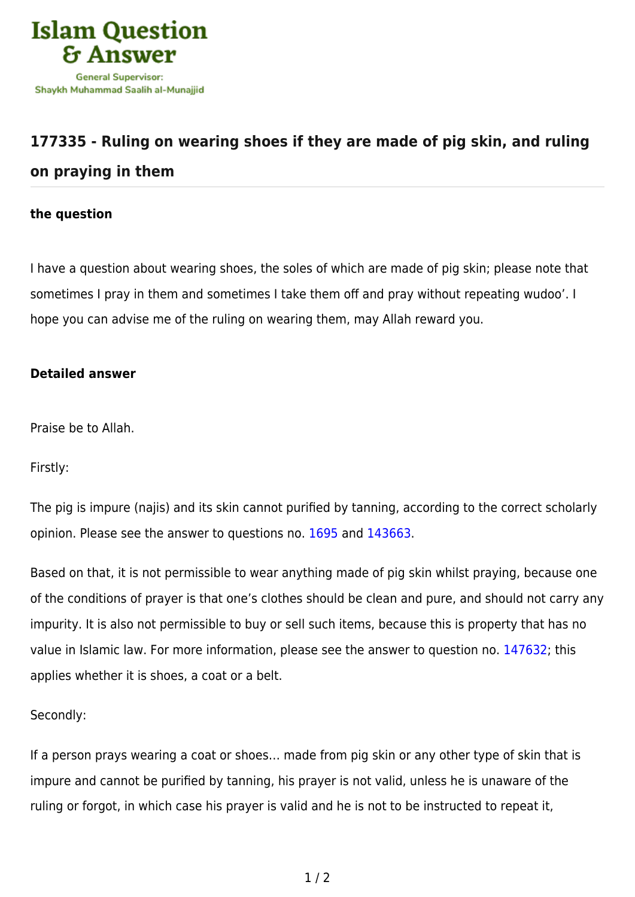Islam Question & Answer

General Supervisor: Shaykh Muhammad Saalih al-Munajjid

## 177335 - Ruling on wearing shoes if they are made of pig skin, and ruling on praying in them

### the question

I have a question about wearing shoes, the soles of which are made of pig skin; please note that sometimes I pray in them and sometimes I take them off and pray without repeating wudoo'. I hope you can advise me of the ruling on wearing them, may Allah reward you.

### Detailed answer

Praise be to Allah.

Firstly:

The pig is impure (najis) and its skin cannot purified by tanning, according to the correct scholarly opinion. Please see the answer to questions no. 1695 and 143663.

Based on that, it is not permissible to wear anything made of pig skin whilst praying, because one of the conditions of prayer is that one's clothes should be clean and pure, and should not carry any impurity. It is also not permissible to buy or sell such items, because this is property that has no value in Islamic law. For more information, please see the answer to question no. 147632; this applies whether it is shoes, a coat or a belt.

Secondly:

If a person prays wearing a coat or shoes… made from pig skin or any other type of skin that is impure and cannot be purified by tanning, his prayer is not valid, unless he is unaware of the ruling or forgot, in which case his prayer is valid and he is not to be instructed to repeat it,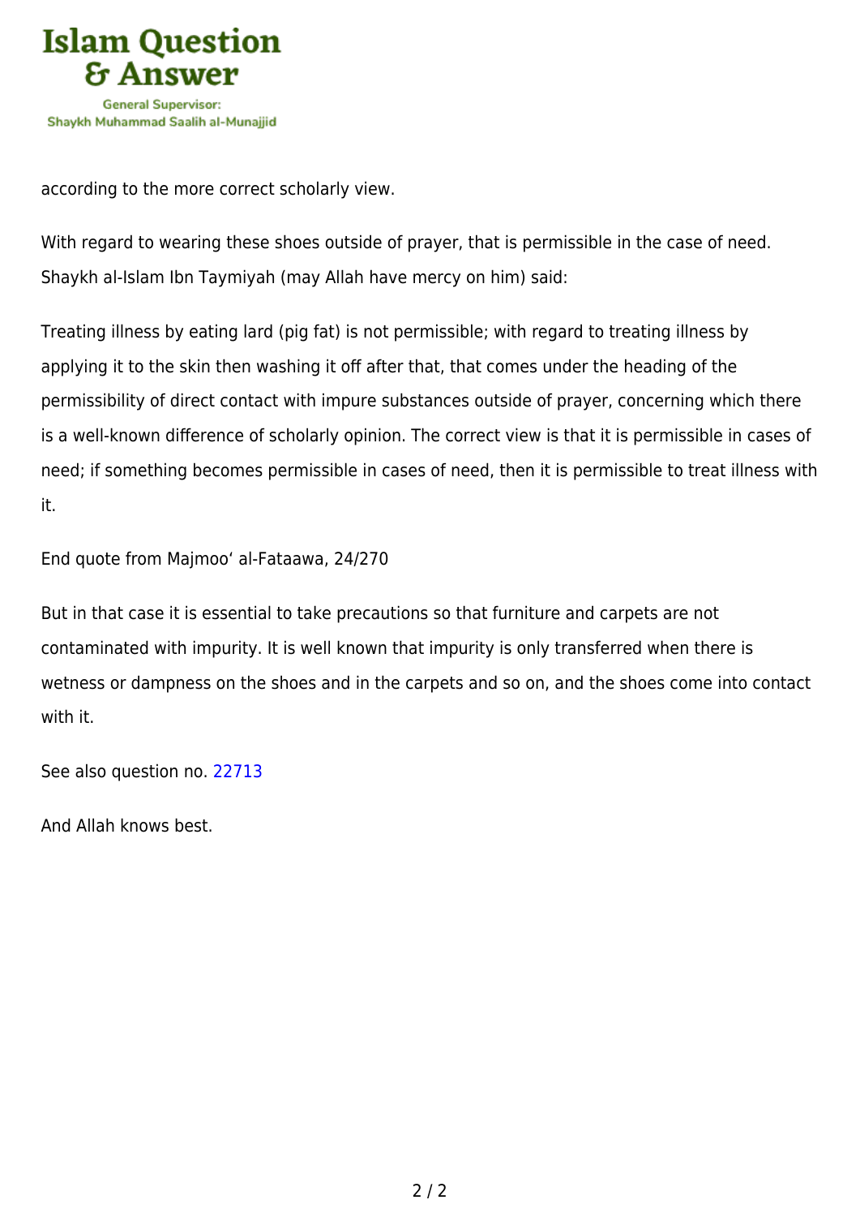according to the more correct scholarly view.

With regard to wearing these shoes outside of prayer, that is permissible in the case of need. Shaykh al-Islam Ibn Taymiyah (may Allah have mercy on him) said:

Treating illness by eating lard (pig fat) is not permissible; with regard to treating illness by applying it to the skin then washing it off after that, that comes under the heading of the permissibility of direct contact with impure substances outside of prayer, concerning which there is a well-known difference of scholarly opinion. The correct view is that it is permissible in cases of need; if something becomes permissible in cases of need, then it is permissible to treat illness with it.

End quote from Majmoo‘ al-Fataawa, 24/270

But in that case it is essential to take precautions so that furniture and carpets are not contaminated with impurity. It is well known that impurity is only transferred when there is wetness or dampness on the shoes and in the carpets and so on, and the shoes come into contact with it.

See also question no. 22713

And Allah knows best.